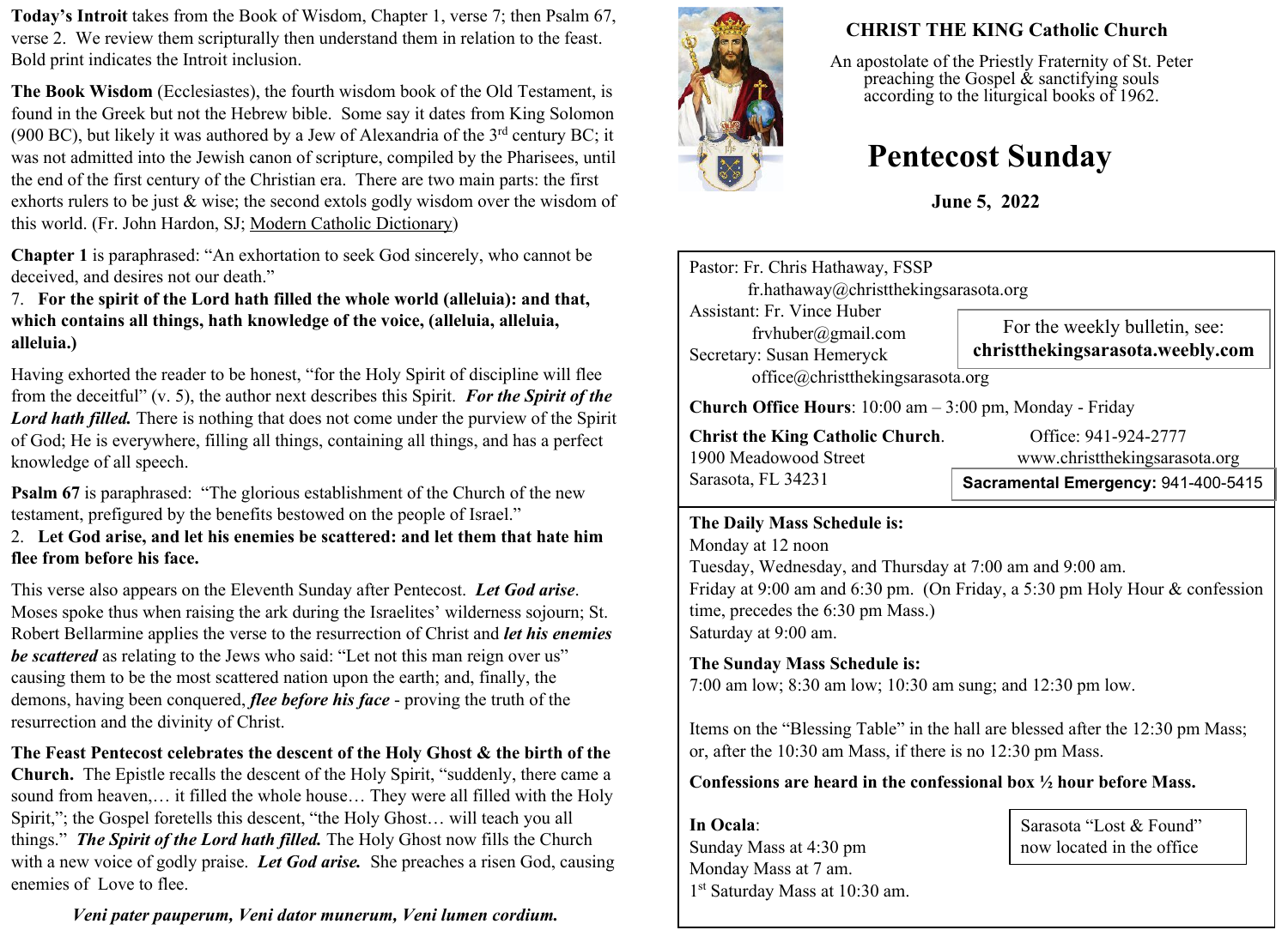**Today's Introit** takes from the Book of Wisdom, Chapter 1, verse 7; then Psalm 67, verse 2. We review them scripturally then understand them in relation to the feast. Bold print indicates the Introit inclusion.

**The Book Wisdom** (Ecclesiastes), the fourth wisdom book of the Old Testament, is found in the Greek but not the Hebrew bible. Some say it dates from King Solomon (900 BC), but likely it was authored by a Jew of Alexandria of the 3rd century BC; it was not admitted into the Jewish canon of scripture, compiled by the Pharisees, until the end of the first century of the Christian era. There are two main parts: the first exhorts rulers to be just & wise; the second extols godly wisdom over the wisdom of this world. (Fr. John Hardon, SJ; Modern Catholic Dictionary)

**Chapter 1** is paraphrased: "An exhortation to seek God sincerely, who cannot be deceived, and desires not our death."

7. **For the spirit of the Lord hath filled the whole world (alleluia): and that, which contains all things, hath knowledge of the voice, (alleluia, alleluia, alleluia.)**

Having exhorted the reader to be honest, "for the Holy Spirit of discipline will flee from the deceitful" (v. 5), the author next describes this Spirit. ***For the Spirit of the Lord hath filled.*** There is nothing that does not come under the purview of the Spirit of God; He is everywhere, filling all things, containing all things, and has a perfect knowledge of all speech.

**Psalm 67** is paraphrased: "The glorious establishment of the Church of the new testament, prefigured by the benefits bestowed on the people of Israel."

2. **Let God arise, and let his enemies be scattered: and let them that hate him flee from before his face.**

This verse also appears on the Eleventh Sunday after Pentecost. ***Let God arise***. Moses spoke thus when raising the ark during the Israelites' wilderness sojourn; St. Robert Bellarmine applies the verse to the resurrection of Christ and ***let his enemies be scattered*** as relating to the Jews who said: "Let not this man reign over us" causing them to be the most scattered nation upon the earth; and, finally, the demons, having been conquered, ***flee before his face*** - proving the truth of the resurrection and the divinity of Christ.

**The Feast Pentecost celebrates the descent of the Holy Ghost & the birth of the Church.** The Epistle recalls the descent of the Holy Spirit, "suddenly, there came a sound from heaven,… it filled the whole house… They were all filled with the Holy Spirit,"; the Gospel foretells this descent, "the Holy Ghost… will teach you all things." ***The Spirit of the Lord hath filled.*** The Holy Ghost now fills the Church with a new voice of godly praise. ***Let God arise.*** She preaches a risen God, causing enemies of Love to flee.

***Veni pater pauperum, Veni dator munerum, Veni lumen cordium.***

**CHRIST THE KING Catholic Church**

An apostolate of the Priestly Fraternity of St. Peter preaching the Gospel & sanctifying souls according to the liturgical books of 1962.

# Pentecost Sunday

**June 5, 2022**

Pastor: Fr. Chris Hathaway, FSSP
fr.hathaway@christthekingsarasota.org
Assistant: Fr. Vince Huber
frvhuber@gmail.com
Secretary: Susan Hemeryck
office@christthekingsarasota.org

For the weekly bulletin, see:
**christthekingsarasota.weebly.com**

**Church Office Hours**: 10:00 am – 3:00 pm, Monday - Friday

**Christ the King Catholic Church**.
1900 Meadowood Street
Sarasota, FL 34231

Office: 941-924-2777
www.christthekingsarasota.org

**Sacramental Emergency:** 941-400-5415

**The Daily Mass Schedule is:**
Monday at 12 noon
Tuesday, Wednesday, and Thursday at 7:00 am and 9:00 am.
Friday at 9:00 am and 6:30 pm. (On Friday, a 5:30 pm Holy Hour & confession time, precedes the 6:30 pm Mass.)
Saturday at 9:00 am.

**The Sunday Mass Schedule is:**
7:00 am low; 8:30 am low; 10:30 am sung; and 12:30 pm low.

Items on the "Blessing Table" in the hall are blessed after the 12:30 pm Mass; or, after the 10:30 am Mass, if there is no 12:30 pm Mass.

**Confessions are heard in the confessional box ½ hour before Mass.**

**In Ocala**:
Sunday Mass at 4:30 pm
Monday Mass at 7 am.
1st Saturday Mass at 10:30 am.

Sarasota "Lost & Found" now located in the office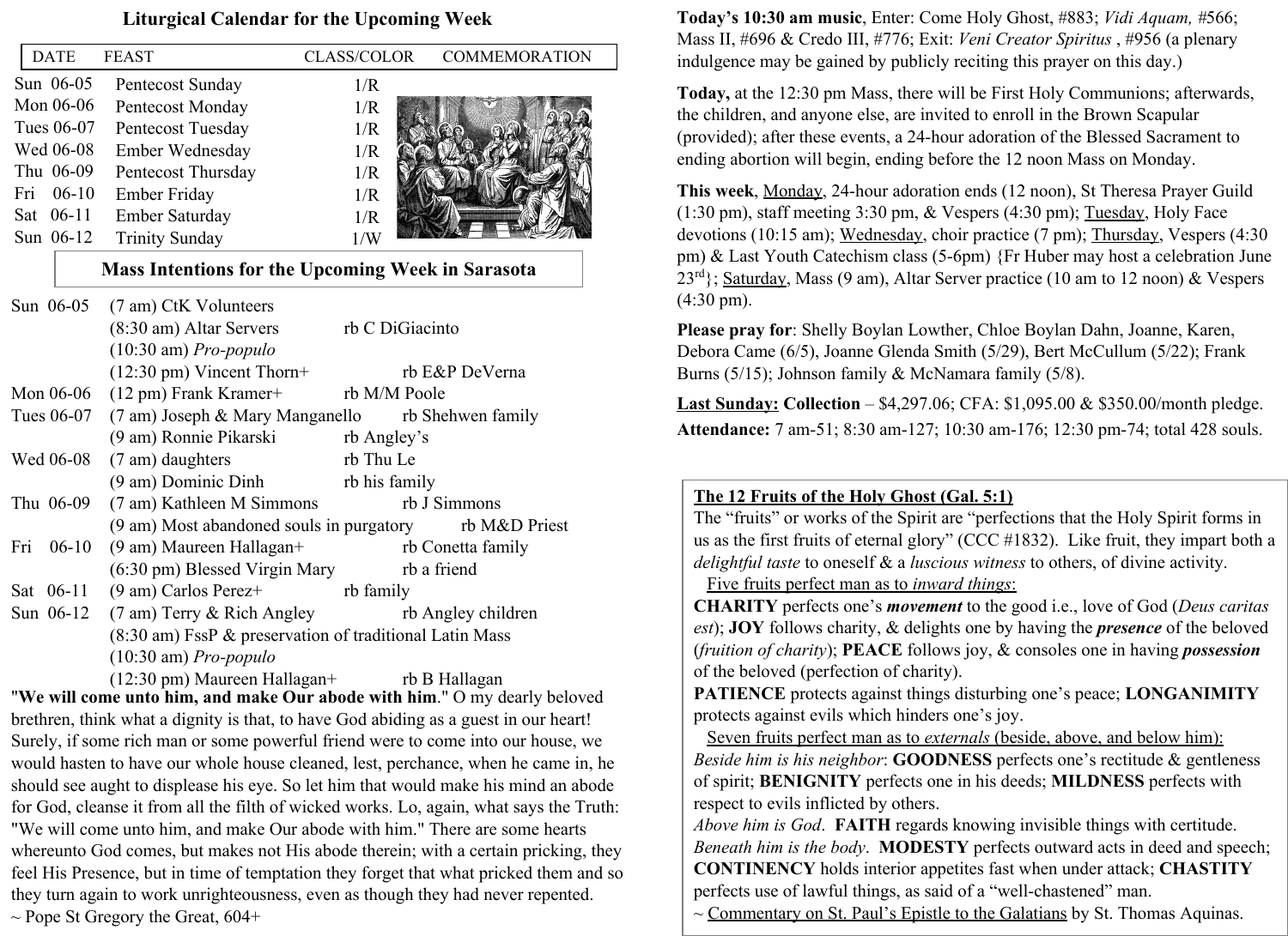## Liturgical Calendar for the Upcoming Week

| DATE | FEAST | CLASS/COLOR | COMMEMORATION |
|---|---|---|---|
| Sun 06-05 | Pentecost Sunday | 1/R | |
| Mon 06-06 | Pentecost Monday | 1/R | |
| Tues 06-07 | Pentecost Tuesday | 1/R | |
| Wed 06-08 | Ember Wednesday | 1/R | |
| Thu 06-09 | Pentecost Thursday | 1/R | |
| Fri 06-10 | Ember Friday | 1/R | |
| Sat 06-11 | Ember Saturday | 1/R | |
| Sun 06-12 | Trinity Sunday | 1/W | |

## Mass Intentions for the Upcoming Week in Sarasota

| | | |
|---|---|---|
| Sun 06-05 | (7 am) CtK Volunteers | |
| | (8:30 am) Altar Servers | rb C DiGiacinto |
| | (10:30 am) *Pro-populo* | |
| | (12:30 pm) Vincent Thorn+ | rb E&P DeVerna |
| Mon 06-06 | (12 pm) Frank Kramer+ | rb M/M Poole |
| Tues 06-07 | (7 am) Joseph & Mary Manganello | rb Shehwen family |
| | (9 am) Ronnie Pikarski | rb Angley's |
| Wed 06-08 | (7 am) daughters | rb Thu Le |
| | (9 am) Dominic Dinh | rb his family |
| Thu 06-09 | (7 am) Kathleen M Simmons | rb J Simmons |
| | (9 am) Most abandoned souls in purgatory | rb M&D Priest |
| Fri 06-10 | (9 am) Maureen Hallagan+ | rb Conetta family |
| | (6:30 pm) Blessed Virgin Mary | rb a friend |
| Sat 06-11 | (9 am) Carlos Perez+ | rb family |
| Sun 06-12 | (7 am) Terry & Rich Angley | rb Angley children |
| | (8:30 am) FssP & preservation of traditional Latin Mass | |
| | (10:30 am) *Pro-populo* | |
| | (12:30 pm) Maureen Hallagan+ | rb B Hallagan |

"**We will come unto him, and make Our abode with him**." O my dearly beloved brethren, think what a dignity is that, to have God abiding as a guest in our heart! Surely, if some rich man or some powerful friend were to come into our house, we would hasten to have our whole house cleaned, lest, perchance, when he came in, he should see aught to displease his eye. So let him that would make his mind an abode for God, cleanse it from all the filth of wicked works. Lo, again, what says the Truth: "We will come unto him, and make Our abode with him." There are some hearts whereunto God comes, but makes not His abode therein; with a certain pricking, they feel His Presence, but in time of temptation they forget that what pricked them and so they turn again to work unrighteousness, even as though they had never repented.
~ Pope St Gregory the Great, 604+

**Today's 10:30 am music**, Enter: Come Holy Ghost, #883; *Vidi Aquam,* #566; Mass II, #696 & Credo III, #776; Exit: *Veni Creator Spiritus* , #956 (a plenary indulgence may be gained by publicly reciting this prayer on this day.)

**Today,** at the 12:30 pm Mass, there will be First Holy Communions; afterwards, the children, and anyone else, are invited to enroll in the Brown Scapular (provided); after these events, a 24-hour adoration of the Blessed Sacrament to ending abortion will begin, ending before the 12 noon Mass on Monday.

**This week**, Monday, 24-hour adoration ends (12 noon), St Theresa Prayer Guild (1:30 pm), staff meeting 3:30 pm, & Vespers (4:30 pm); Tuesday, Holy Face devotions (10:15 am); Wednesday, choir practice (7 pm); Thursday, Vespers (4:30 pm) & Last Youth Catechism class (5-6pm) {Fr Huber may host a celebration June 23rd}; Saturday, Mass (9 am), Altar Server practice (10 am to 12 noon) & Vespers (4:30 pm).

**Please pray for**: Shelly Boylan Lowther, Chloe Boylan Dahn, Joanne, Karen, Debora Came (6/5), Joanne Glenda Smith (5/29), Bert McCullum (5/22); Frank Burns (5/15); Johnson family & McNamara family (5/8).

**Last Sunday: Collection** – $4,297.06; CFA: $1,095.00 & $350.00/month pledge.
**Attendance:** 7 am-51; 8:30 am-127; 10:30 am-176; 12:30 pm-74; total 428 souls.

**The 12 Fruits of the Holy Ghost (Gal. 5:1)**

The "fruits" or works of the Spirit are "perfections that the Holy Spirit forms in us as the first fruits of eternal glory" (CCC #1832). Like fruit, they impart both a *delightful taste* to oneself & a *luscious witness* to others, of divine activity.

Five fruits perfect man as to *inward things*:

**CHARITY** perfects one's ***movement*** to the good i.e., love of God (*Deus caritas est*); **JOY** follows charity, & delights one by having the ***presence*** of the beloved (*fruition of charity*); **PEACE** follows joy, & consoles one in having ***possession*** of the beloved (perfection of charity).

**PATIENCE** protects against things disturbing one's peace; **LONGANIMITY** protects against evils which hinders one's joy.

Seven fruits perfect man as to *externals* (beside, above, and below him):

*Beside him is his neighbor*: **GOODNESS** perfects one's rectitude & gentleness of spirit; **BENIGNITY** perfects one in his deeds; **MILDNESS** perfects with respect to evils inflicted by others.

*Above him is God*. **FAITH** regards knowing invisible things with certitude.

*Beneath him is the body*. **MODESTY** perfects outward acts in deed and speech; **CONTINENCY** holds interior appetites fast when under attack; **CHASTITY** perfects use of lawful things, as said of a "well-chastened" man.

~ Commentary on St. Paul's Epistle to the Galatians by St. Thomas Aquinas.